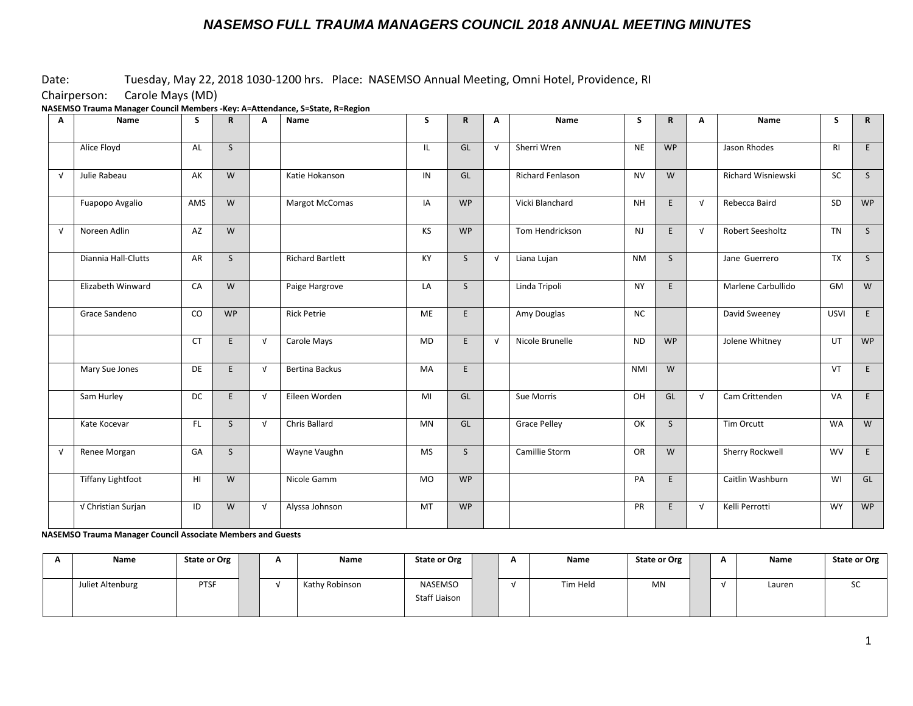# NASEMSO FULL TRAUMA MANAGERS COUNCIL 2018 ANNUAL MEETING MINUTES

Date: Tuesday, May 22, 2018 1030-1200 hrs. Place: NASEMSO Annual Meeting, Omni Hotel, Providence, RI

Chairperson: Carole Mays (MD)

**NASEMSO Trauma Manager Council Members -Key: A=Attendance, S=State, R=Region**

| A | Name | S | R | A | Name | S | R | A | Name | S | R | A | Name | S | R |
|---|---|---|---|---|---|---|---|---|---|---|---|---|---|---|---|
| | Alice Floyd | AL | S | | | IL | GL | √ | Sherri Wren | NE | WP | | Jason Rhodes | RI | E |
| √ | Julie Rabeau | AK | W | | Katie Hokanson | IN | GL | | Richard Fenlason | NV | W | | Richard Wisniewski | SC | S |
| | Fuapopo Avgalio | AMS | W | | Margot McComas | IA | WP | | Vicki Blanchard | NH | E | √ | Rebecca Baird | SD | WP |
| √ | Noreen Adlin | AZ | W | | | KS | WP | | Tom Hendrickson | NJ | E | √ | Robert Seesholtz | TN | S |
| | Diannia Hall-Clutts | AR | S | | Richard Bartlett | KY | S | √ | Liana Lujan | NM | S | | Jane Guerrero | TX | S |
| | Elizabeth Winward | CA | W | | Paige Hargrove | LA | S | | Linda Tripoli | NY | E | | Marlene Carbullido | GM | W |
| | Grace Sandeno | CO | WP | | Rick Petrie | ME | E | | Amy Douglas | NC | | | David Sweeney | USVI | E |
| | | CT | E | √ | Carole Mays | MD | E | √ | Nicole Brunelle | ND | WP | | Jolene Whitney | UT | WP |
| | Mary Sue Jones | DE | E | √ | Bertina Backus | MA | E | | | NMI | W | | | VT | E |
| | Sam Hurley | DC | E | √ | Eileen Worden | MI | GL | | Sue Morris | OH | GL | √ | Cam Crittenden | VA | E |
| | Kate Kocevar | FL | S | √ | Chris Ballard | MN | GL | | Grace Pelley | OK | S | | Tim Orcutt | WA | W |
| √ | Renee Morgan | GA | S | | Wayne Vaughn | MS | S | | Camillie Storm | OR | W | | Sherry Rockwell | WV | E |
| | Tiffany Lightfoot | HI | W | | Nicole Gamm | MO | WP | | | PA | E | | Caitlin Washburn | WI | GL |
| | √ Christian Surjan | ID | W | √ | Alyssa Johnson | MT | WP | | | PR | E | √ | Kelli Perrotti | WY | WP |

**NASEMSO Trauma Manager Council Associate Members and Guests**

| A | Name | State or Org | | A | Name | State or Org | | A | Name | State or Org | | A | Name | State or Org |
|---|---|---|---|---|---|---|---|---|---|---|---|---|---|---|
| | Juliet Altenburg | PTSF | | √ | Kathy Robinson | NASEMSO Staff Liaison | | √ | Tim Held | MN | | √ | Lauren | SC |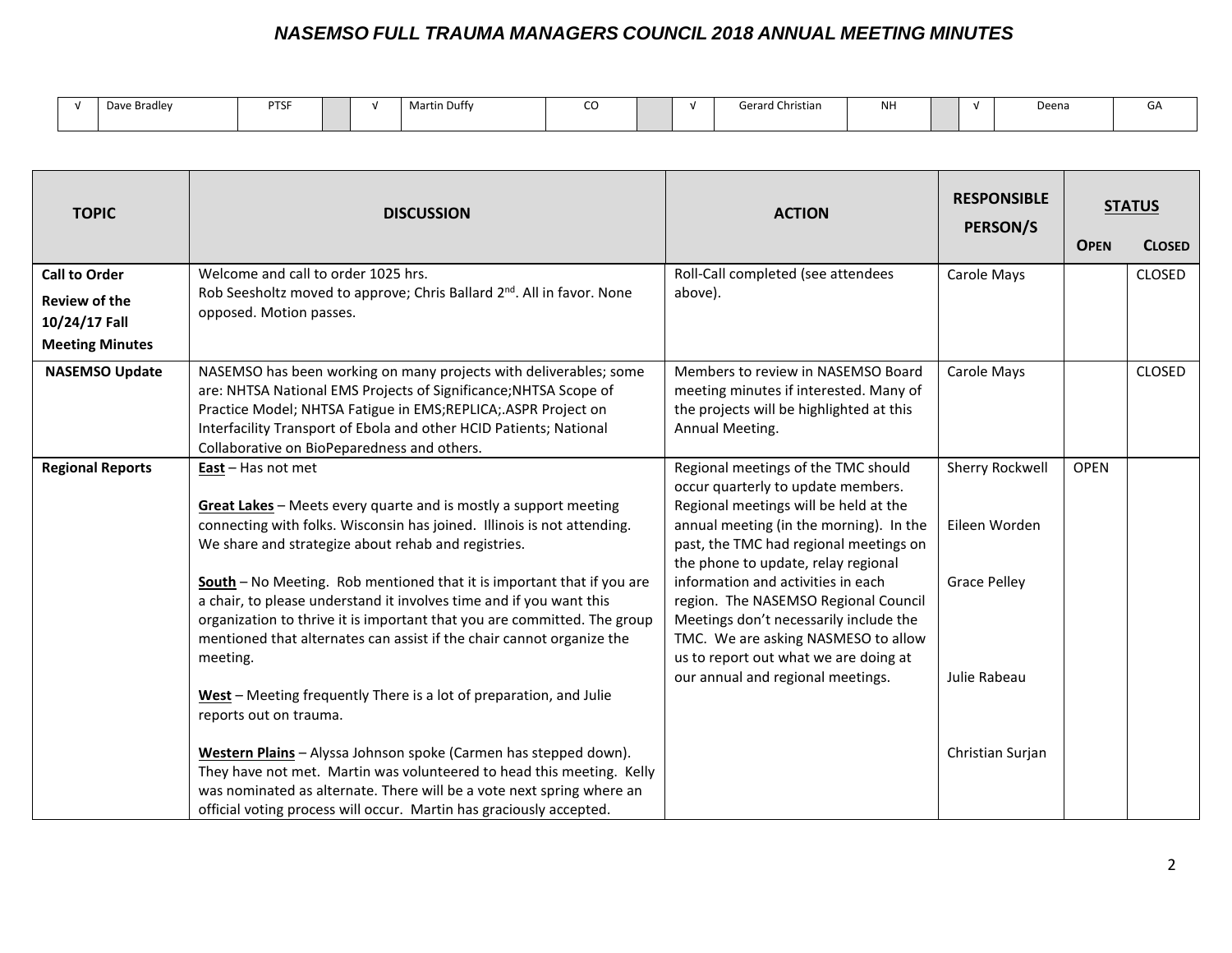| √ | Dave Bradley | PTSF | | √ | Martin Duffy | CO | | √ | Gerard Christian | NH | | √ | Deena | GA |
|---|---|---|---|---|---|---|---|---|---|---|---|---|---|---|

| TOPIC | DISCUSSION | ACTION | RESPONSIBLE PERSON/S | STATUS | |
|---|---|---|---|---|---|
| | | | | OPEN | CLOSED |
| **Call to Order**<br>**Review of the 10/24/17 Fall Meeting Minutes** | Welcome and call to order 1025 hrs.<br>Rob Seesholtz moved to approve; Chris Ballard 2nd. All in favor. None opposed. Motion passes. | Roll-Call completed (see attendees above). | Carole Mays | | CLOSED |
| **NASEMSO Update** | NASEMSO has been working on many projects with deliverables; some are: NHTSA National EMS Projects of Significance;NHTSA Scope of Practice Model; NHTSA Fatigue in EMS;REPLICA;.ASPR Project on Interfacility Transport of Ebola and other HCID Patients; National Collaborative on BioPeparedness and others. | Members to review in NASEMSO Board meeting minutes if interested. Many of the projects will be highlighted at this Annual Meeting. | Carole Mays | | CLOSED |
| **Regional Reports** | **East** – Has not met<br><br>**Great Lakes** – Meets every quarte and is mostly a support meeting connecting with folks. Wisconsin has joined. Illinois is not attending. We share and strategize about rehab and registries.<br><br>**South** – No Meeting. Rob mentioned that it is important that if you are a chair, to please understand it involves time and if you want this organization to thrive it is important that you are committed. The group mentioned that alternates can assist if the chair cannot organize the meeting.<br><br>**West** – Meeting frequently There is a lot of preparation, and Julie reports out on trauma.<br><br>**Western Plains** – Alyssa Johnson spoke (Carmen has stepped down). They have not met. Martin was volunteered to head this meeting. Kelly was nominated as alternate. There will be a vote next spring where an official voting process will occur. Martin has graciously accepted. | Regional meetings of the TMC should occur quarterly to update members. Regional meetings will be held at the annual meeting (in the morning). In the past, the TMC had regional meetings on the phone to update, relay regional information and activities in each region. The NASEMSO Regional Council Meetings don't necessarily include the TMC. We are asking NASMESO to allow us to report out what we are doing at our annual and regional meetings. | Sherry Rockwell<br><br>Eileen Worden<br><br>Grace Pelley<br><br>Julie Rabeau<br><br>Christian Surjan | OPEN | |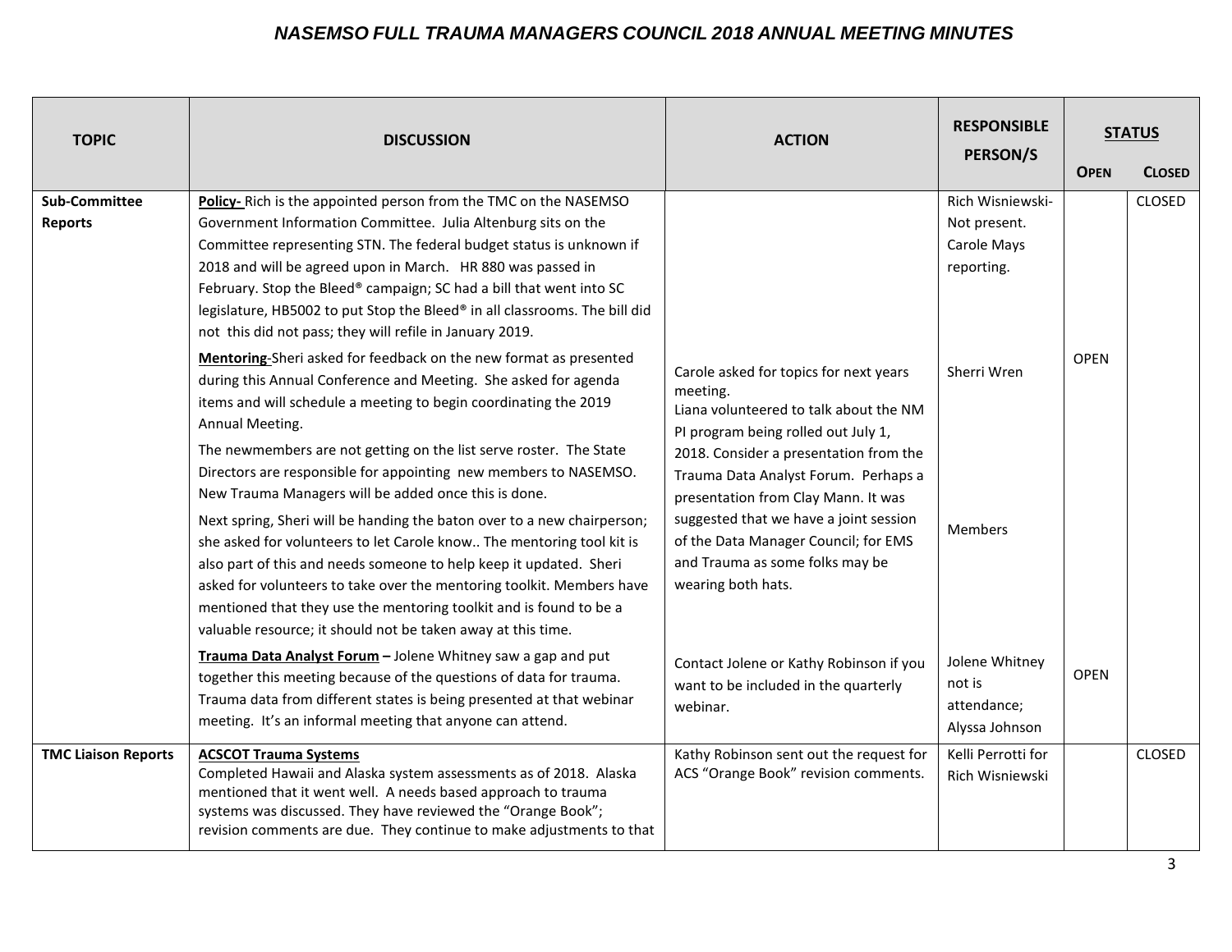# NASEMSO FULL TRAUMA MANAGERS COUNCIL 2018 ANNUAL MEETING MINUTES

| TOPIC | DISCUSSION | ACTION | RESPONSIBLE PERSON/S | STATUS | |
|---|---|---|---|---|---|
| | | | | OPEN | CLOSED |
| **Sub-Committee Reports** | **Policy-** Rich is the appointed person from the TMC on the NASEMSO Government Information Committee. Julia Altenburg sits on the Committee representing STN. The federal budget status is unknown if 2018 and will be agreed upon in March. HR 880 was passed in February. Stop the Bleed® campaign; SC had a bill that went into SC legislature, HB5002 to put Stop the Bleed® in all classrooms. The bill did not this did not pass; they will refile in January 2019. | | Rich Wisniewski-Not present. Carole Mays reporting. | | CLOSED |
| | **Mentoring**-Sheri asked for feedback on the new format as presented during this Annual Conference and Meeting. She asked for agenda items and will schedule a meeting to begin coordinating the 2019 Annual Meeting.<br>The newmembers are not getting on the list serve roster. The State Directors are responsible for appointing new members to NASEMSO. New Trauma Managers will be added once this is done.<br>Next spring, Sheri will be handing the baton over to a new chairperson; she asked for volunteers to let Carole know.. The mentoring tool kit is also part of this and needs someone to help keep it updated. Sheri asked for volunteers to take over the mentoring toolkit. Members have mentioned that they use the mentoring toolkit and is found to be a valuable resource; it should not be taken away at this time. | Carole asked for topics for next years meeting.<br>Liana volunteered to talk about the NM PI program being rolled out July 1, 2018. Consider a presentation from the Trauma Data Analyst Forum. Perhaps a presentation from Clay Mann. It was suggested that we have a joint session of the Data Manager Council; for EMS and Trauma as some folks may be wearing both hats. | Sherri Wren<br><br>Members | OPEN | |
| | **Trauma Data Analyst Forum –** Jolene Whitney saw a gap and put together this meeting because of the questions of data for trauma. Trauma data from different states is being presented at that webinar meeting. It's an informal meeting that anyone can attend. | Contact Jolene or Kathy Robinson if you want to be included in the quarterly webinar. | Jolene Whitney not is attendance; Alyssa Johnson | OPEN | |
| **TMC Liaison Reports** | **ACSCOT Trauma Systems**<br>Completed Hawaii and Alaska system assessments as of 2018. Alaska mentioned that it went well. A needs based approach to trauma systems was discussed. They have reviewed the "Orange Book"; revision comments are due. They continue to make adjustments to that | Kathy Robinson sent out the request for ACS "Orange Book" revision comments. | Kelli Perrotti for Rich Wisniewski | | CLOSED |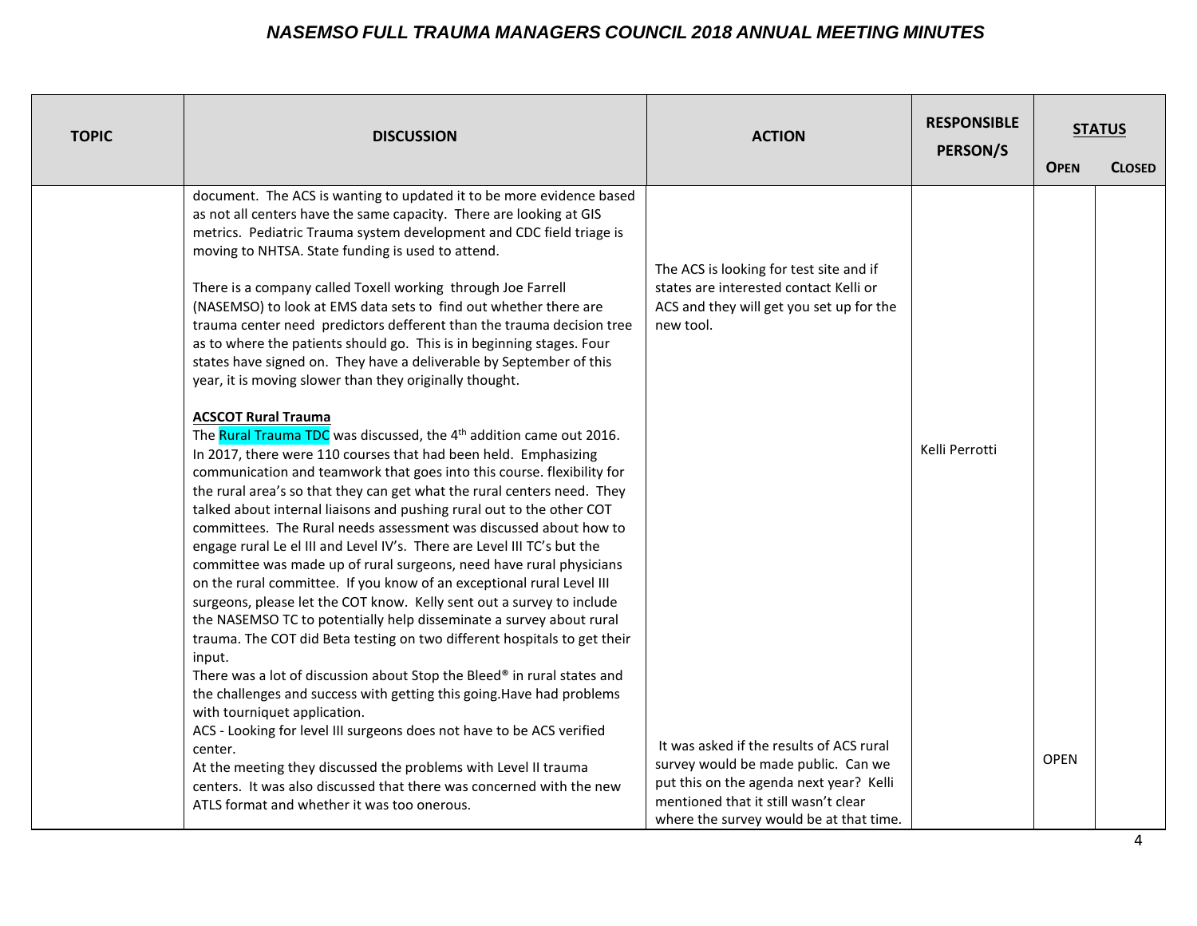| TOPIC | DISCUSSION | ACTION | RESPONSIBLE PERSON/S | STATUS | |
|---|---|---|---|---|---|
| | | | | OPEN | CLOSED |
| | document. The ACS is wanting to updated it to be more evidence based as not all centers have the same capacity. There are looking at GIS metrics. Pediatric Trauma system development and CDC field triage is moving to NHTSA. State funding is used to attend.<br><br>There is a company called Toxell working through Joe Farrell (NASEMSO) to look at EMS data sets to find out whether there are trauma center need predictors defferent than the trauma decision tree as to where the patients should go. This is in beginning stages. Four states have signed on. They have a deliverable by September of this year, it is moving slower than they originally thought.<br><br>**ACSCOT Rural Trauma**<br>The Rural Trauma TDC was discussed, the 4th addition came out 2016. In 2017, there were 110 courses that had been held. Emphasizing communication and teamwork that goes into this course. flexibility for the rural area's so that they can get what the rural centers need. They talked about internal liaisons and pushing rural out to the other COT committees. The Rural needs assessment was discussed about how to engage rural Le el III and Level IV's. There are Level III TC's but the committee was made up of rural surgeons, need have rural physicians on the rural committee. If you know of an exceptional rural Level III surgeons, please let the COT know. Kelly sent out a survey to include the NASEMSO TC to potentially help disseminate a survey about rural trauma. The COT did Beta testing on two different hospitals to get their input.<br>There was a lot of discussion about Stop the Bleed® in rural states and the challenges and success with getting this going.Have had problems with tourniquet application.<br>ACS - Looking for level III surgeons does not have to be ACS verified center.<br>At the meeting they discussed the problems with Level II trauma centers. It was also discussed that there was concerned with the new ATLS format and whether it was too onerous. | The ACS is looking for test site and if states are interested contact Kelli or ACS and they will get you set up for the new tool.<br><br>It was asked if the results of ACS rural survey would be made public. Can we put this on the agenda next year? Kelli mentioned that it still wasn't clear where the survey would be at that time. | Kelli Perrotti | OPEN | |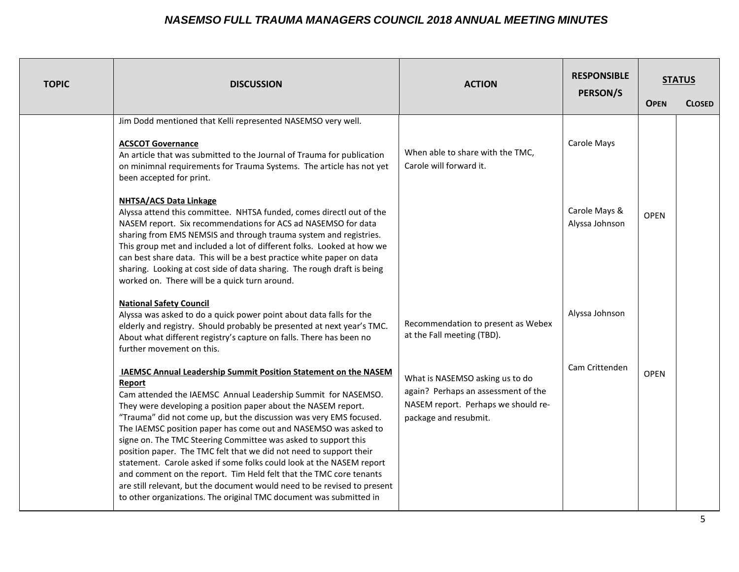| TOPIC | DISCUSSION | ACTION | RESPONSIBLE PERSON/S | STATUS | |
|---|---|---|---|---|---|
| | | | | **OPEN** | **CLOSED** |
| | Jim Dodd mentioned that Kelli represented NASEMSO very well. | | | | |
| | **ACSCOT Governance**<br>An article that was submitted to the Journal of Trauma for publication on minimnal requirements for Trauma Systems. The article has not yet been accepted for print. | When able to share with the TMC, Carole will forward it. | Carole Mays | | |
| | **NHTSA/ACS Data Linkage**<br>Alyssa attend this committee. NHTSA funded, comes directl out of the NASEM report. Six recommendations for ACS ad NASEMSO for data sharing from EMS NEMSIS and through trauma system and registries. This group met and included a lot of different folks. Looked at how we can best share data. This will be a best practice white paper on data sharing. Looking at cost side of data sharing. The rough draft is being worked on. There will be a quick turn around. | | Carole Mays & Alyssa Johnson | OPEN | |
| | **National Safety Council**<br>Alyssa was asked to do a quick power point about data falls for the elderly and registry. Should probably be presented at next year's TMC. About what different registry's capture on falls. There has been no further movement on this. | Recommendation to present as Webex at the Fall meeting (TBD). | Alyssa Johnson | | |
| | **IAEMSC Annual Leadership Summit Position Statement on the NASEM Report**<br>Cam attended the IAEMSC Annual Leadership Summit for NASEMSO. They were developing a position paper about the NASEM report. "Trauma" did not come up, but the discussion was very EMS focused. The IAEMSC position paper has come out and NASEMSO was asked to signe on. The TMC Steering Committee was asked to support this position paper. The TMC felt that we did not need to support their statement. Carole asked if some folks could look at the NASEM report and comment on the report. Tim Held felt that the TMC core tenants are still relevant, but the document would need to be revised to present to other organizations. The original TMC document was submitted in | What is NASEMSO asking us to do again? Perhaps an assessment of the NASEM report. Perhaps we should re-package and resubmit. | Cam Crittenden | OPEN | |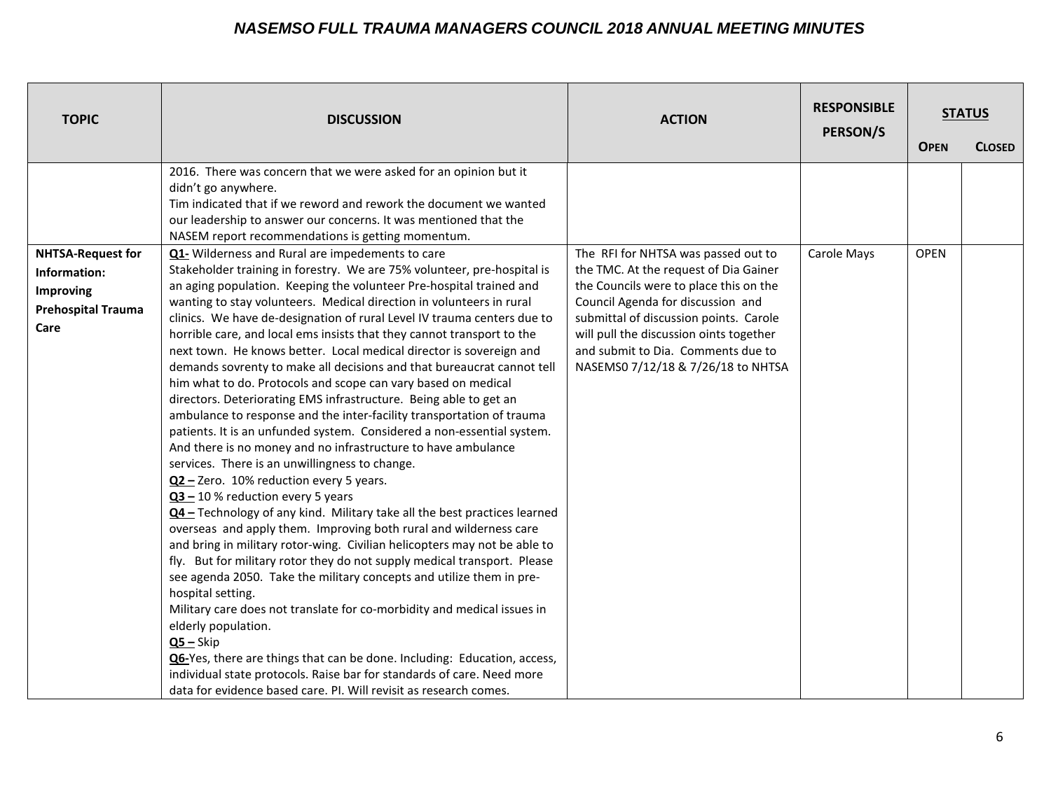| TOPIC | DISCUSSION | ACTION | RESPONSIBLE PERSON/S | STATUS | |
|---|---|---|---|---|---|
| | | | | OPEN | CLOSED |
| | 2016. There was concern that we were asked for an opinion but it didn't go anywhere.<br>Tim indicated that if we reword and rework the document we wanted our leadership to answer our concerns. It was mentioned that the NASEM report recommendations is getting momentum. | | | | |
| **NHTSA-Request for Information: Improving Prehospital Trauma Care** | **Q1-** Wilderness and Rural are impedements to care<br>Stakeholder training in forestry. We are 75% volunteer, pre-hospital is an aging population. Keeping the volunteer Pre-hospital trained and wanting to stay volunteers. Medical direction in volunteers in rural clinics. We have de-designation of rural Level IV trauma centers due to horrible care, and local ems insists that they cannot transport to the next town. He knows better. Local medical director is sovereign and demands sovrenty to make all decisions and that bureaucrat cannot tell him what to do. Protocols and scope can vary based on medical directors. Deteriorating EMS infrastructure. Being able to get an ambulance to response and the inter-facility transportation of trauma patients. It is an unfunded system. Considered a non-essential system. And there is no money and no infrastructure to have ambulance services. There is an unwillingness to change.<br>**Q2 –** Zero. 10% reduction every 5 years.<br>**Q3 –** 10 % reduction every 5 years<br>**Q4 –** Technology of any kind. Military take all the best practices learned overseas and apply them. Improving both rural and wilderness care and bring in military rotor-wing. Civilian helicopters may not be able to fly. But for military rotor they do not supply medical transport. Please see agenda 2050. Take the military concepts and utilize them in pre-hospital setting.<br>Military care does not translate for co-morbidity and medical issues in elderly population.<br>**Q5 –** Skip<br>**Q6-**Yes, there are things that can be done. Including: Education, access, individual state protocols. Raise bar for standards of care. Need more data for evidence based care. PI. Will revisit as research comes. | The RFI for NHTSA was passed out to the TMC. At the request of Dia Gainer the Councils were to place this on the Council Agenda for discussion and submittal of discussion points. Carole will pull the discussion oints together and submit to Dia. Comments due to NASEMS0 7/12/18 & 7/26/18 to NHTSA | Carole Mays | OPEN | |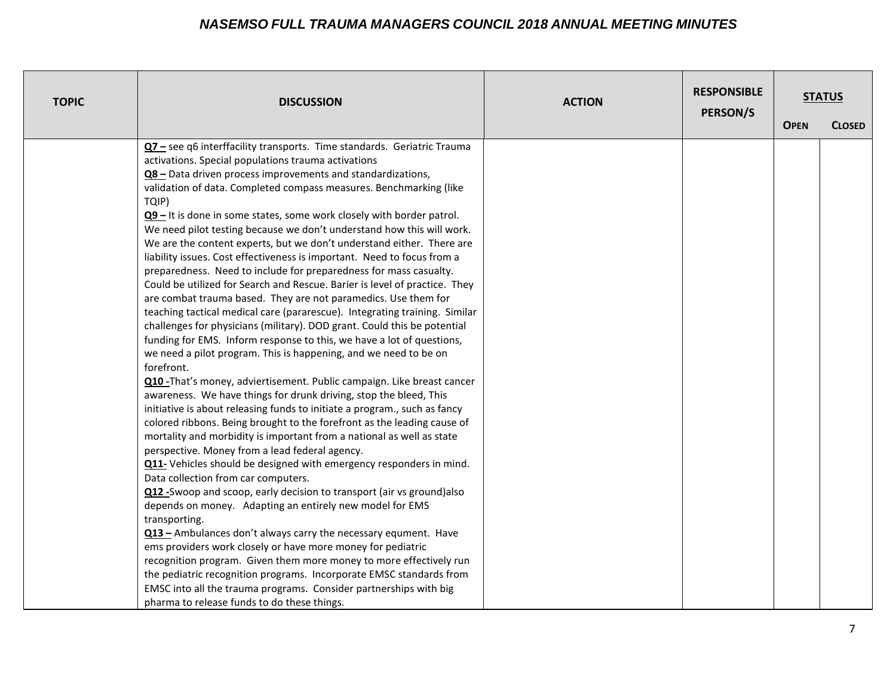| TOPIC | DISCUSSION | ACTION | RESPONSIBLE PERSON/S | STATUS | |
|---|---|---|---|---|---|
| | | | | OPEN | CLOSED |
| | **Q7 –** see q6 interffacility transports. Time standards. Geriatric Trauma activations. Special populations trauma activations<br>**Q8 –** Data driven process improvements and standardizations, validation of data. Completed compass measures. Benchmarking (like TQIP)<br>**Q9 –** It is done in some states, some work closely with border patrol. We need pilot testing because we don't understand how this will work. We are the content experts, but we don't understand either. There are liability issues. Cost effectiveness is important. Need to focus from a preparedness. Need to include for preparedness for mass casualty. Could be utilized for Search and Rescue. Barier is level of practice. They are combat trauma based. They are not paramedics. Use them for teaching tactical medical care (pararescue). Integrating training. Similar challenges for physicians (military). DOD grant. Could this be potential funding for EMS. Inform response to this, we have a lot of questions, we need a pilot program. This is happening, and we need to be on forefront.<br>**Q10 -**That's money, adviertisement. Public campaign. Like breast cancer awareness. We have things for drunk driving, stop the bleed, This initiative is about releasing funds to initiate a program., such as fancy colored ribbons. Being brought to the forefront as the leading cause of mortality and morbidity is important from a national as well as state perspective. Money from a lead federal agency.<br>**Q11-** Vehicles should be designed with emergency responders in mind. Data collection from car computers.<br>**Q12 -**Swoop and scoop, early decision to transport (air vs ground)also depends on money. Adapting an entirely new model for EMS transporting.<br>**Q13 –** Ambulances don't always carry the necessary equment. Have ems providers work closely or have more money for pediatric recognition program. Given them more money to more effectively run the pediatric recognition programs. Incorporate EMSC standards from EMSC into all the trauma programs. Consider partnerships with big pharma to release funds to do these things. | | | | |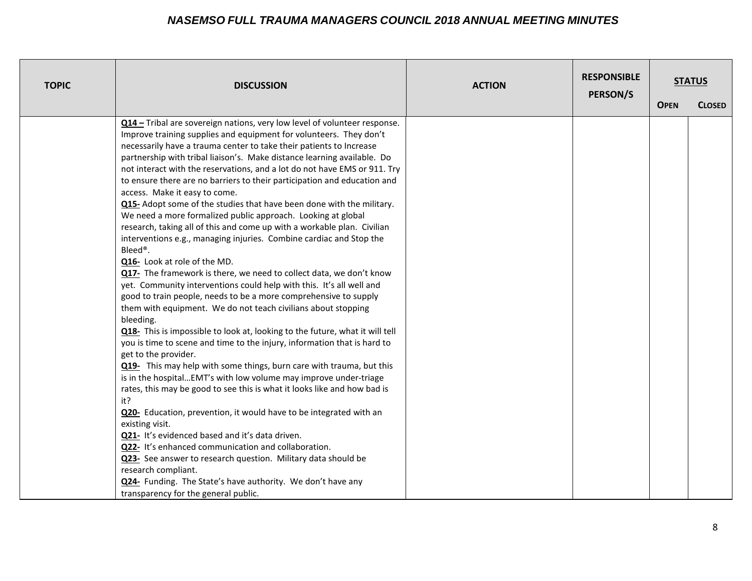| TOPIC | DISCUSSION | ACTION | RESPONSIBLE PERSON/S | STATUS | |
|---|---|---|---|---|---|
| | | | | **OPEN** | **CLOSED** |
| | **Q14 –** Tribal are sovereign nations, very low level of volunteer response. Improve training supplies and equipment for volunteers. They don't necessarily have a trauma center to take their patients to Increase partnership with tribal liaison's. Make distance learning available. Do not interact with the reservations, and a lot do not have EMS or 911. Try to ensure there are no barriers to their participation and education and access. Make it easy to come.<br>**Q15-** Adopt some of the studies that have been done with the military. We need a more formalized public approach. Looking at global research, taking all of this and come up with a workable plan. Civilian interventions e.g., managing injuries. Combine cardiac and Stop the Bleed®.<br>**Q16-** Look at role of the MD.<br>**Q17-** The framework is there, we need to collect data, we don't know yet. Community interventions could help with this. It's all well and good to train people, needs to be a more comprehensive to supply them with equipment. We do not teach civilians about stopping bleeding.<br>**Q18-** This is impossible to look at, looking to the future, what it will tell you is time to scene and time to the injury, information that is hard to get to the provider.<br>**Q19-** This may help with some things, burn care with trauma, but this is in the hospital…EMT's with low volume may improve under-triage rates, this may be good to see this is what it looks like and how bad is it?<br>**Q20-** Education, prevention, it would have to be integrated with an existing visit.<br>**Q21-** It's evidenced based and it's data driven.<br>**Q22-** It's enhanced communication and collaboration.<br>**Q23-** See answer to research question. Military data should be research compliant.<br>**Q24-** Funding. The State's have authority. We don't have any transparency for the general public. | | | | |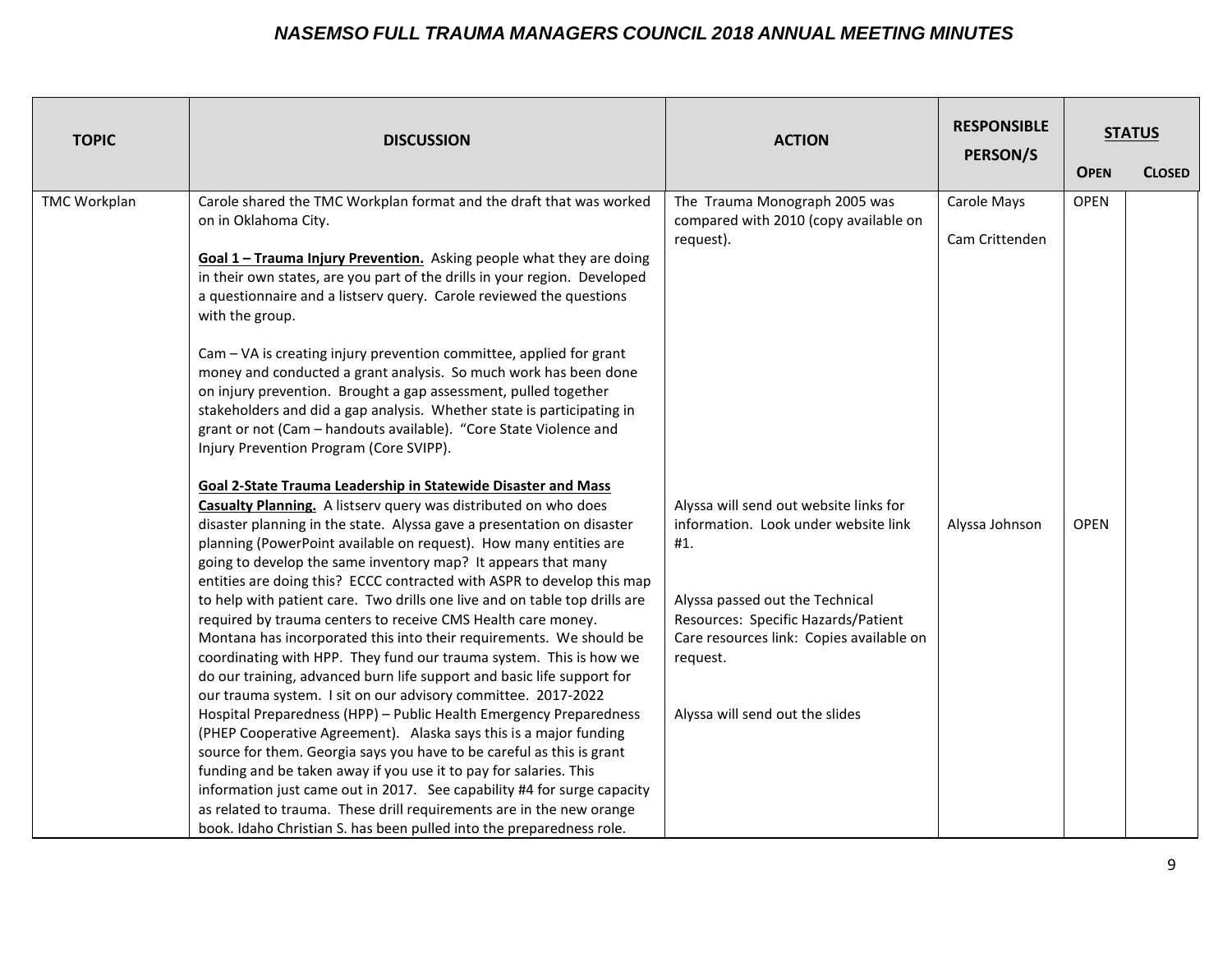# NASEMSO FULL TRAUMA MANAGERS COUNCIL 2018 ANNUAL MEETING MINUTES

| TOPIC | DISCUSSION | ACTION | RESPONSIBLE PERSON/S | STATUS | |
|---|---|---|---|---|---|
| | | | | **OPEN** | **CLOSED** |
| TMC Workplan | Carole shared the TMC Workplan format and the draft that was worked on in Oklahoma City.<br><br>**Goal 1 – Trauma Injury Prevention.** Asking people what they are doing in their own states, are you part of the drills in your region. Developed a questionnaire and a listserv query. Carole reviewed the questions with the group.<br><br>Cam – VA is creating injury prevention committee, applied for grant money and conducted a grant analysis. So much work has been done on injury prevention. Brought a gap assessment, pulled together stakeholders and did a gap analysis. Whether state is participating in grant or not (Cam – handouts available). "Core State Violence and Injury Prevention Program (Core SVIPP). | The Trauma Monograph 2005 was compared with 2010 (copy available on request). | Carole Mays<br><br>Cam Crittenden | OPEN | |
| | **Goal 2-State Trauma Leadership in Statewide Disaster and Mass Casualty Planning.** A listserv query was distributed on who does disaster planning in the state. Alyssa gave a presentation on disaster planning (PowerPoint available on request). How many entities are going to develop the same inventory map? It appears that many entities are doing this? ECCC contracted with ASPR to develop this map to help with patient care. Two drills one live and on table top drills are required by trauma centers to receive CMS Health care money. Montana has incorporated this into their requirements. We should be coordinating with HPP. They fund our trauma system. This is how we do our training, advanced burn life support and basic life support for our trauma system. I sit on our advisory committee. 2017-2022 Hospital Preparedness (HPP) – Public Health Emergency Preparedness (PHEP Cooperative Agreement). Alaska says this is a major funding source for them. Georgia says you have to be careful as this is grant funding and be taken away if you use it to pay for salaries. This information just came out in 2017. See capability #4 for surge capacity as related to trauma. These drill requirements are in the new orange book. Idaho Christian S. has been pulled into the preparedness role. | Alyssa will send out website links for information. Look under website link #1.<br><br>Alyssa passed out the Technical Resources: Specific Hazards/Patient Care resources link: Copies available on request.<br><br>Alyssa will send out the slides | Alyssa Johnson | OPEN | |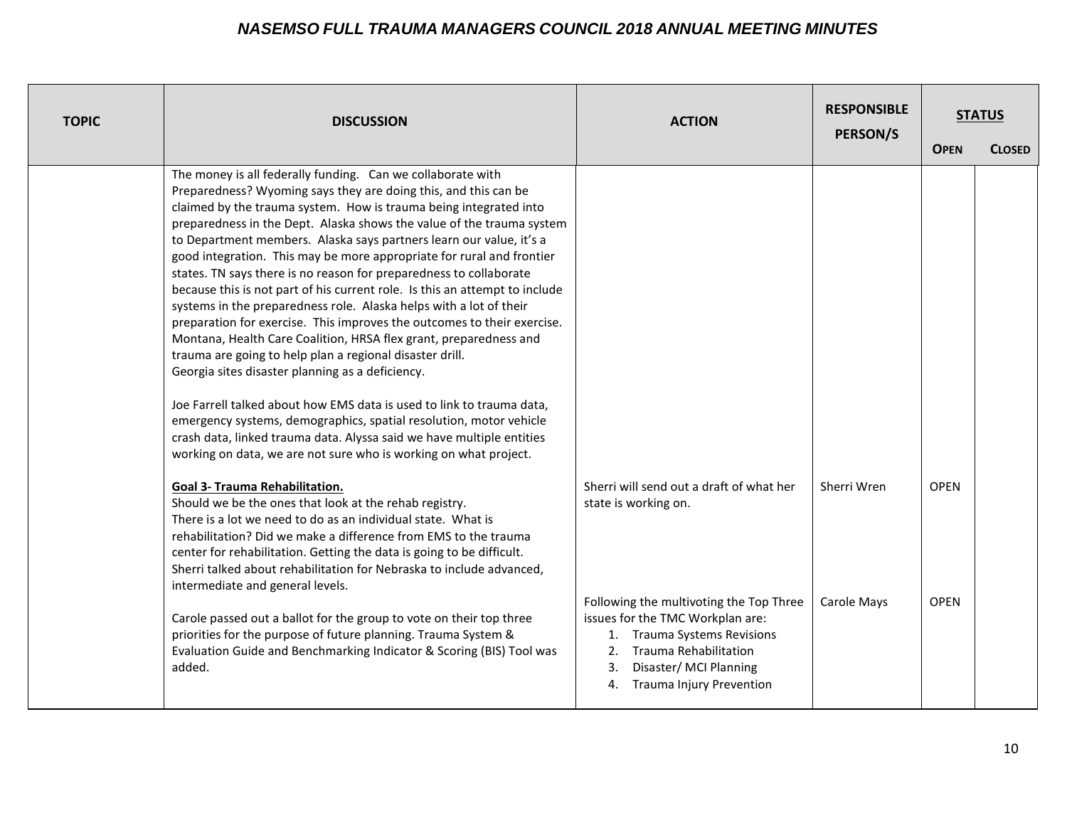# NASEMSO FULL TRAUMA MANAGERS COUNCIL 2018 ANNUAL MEETING MINUTES

| TOPIC | DISCUSSION | ACTION | RESPONSIBLE PERSON/S | STATUS | |
|---|---|---|---|---|---|
| | | | | OPEN | CLOSED |
| | The money is all federally funding. Can we collaborate with Preparedness? Wyoming says they are doing this, and this can be claimed by the trauma system. How is trauma being integrated into preparedness in the Dept. Alaska shows the value of the trauma system to Department members. Alaska says partners learn our value, it's a good integration. This may be more appropriate for rural and frontier states. TN says there is no reason for preparedness to collaborate because this is not part of his current role. Is this an attempt to include systems in the preparedness role. Alaska helps with a lot of their preparation for exercise. This improves the outcomes to their exercise. Montana, Health Care Coalition, HRSA flex grant, preparedness and trauma are going to help plan a regional disaster drill.<br>Georgia sites disaster planning as a deficiency.<br><br>Joe Farrell talked about how EMS data is used to link to trauma data, emergency systems, demographics, spatial resolution, motor vehicle crash data, linked trauma data. Alyssa said we have multiple entities working on data, we are not sure who is working on what project. | | | | |
| | **Goal 3- Trauma Rehabilitation.**<br>Should we be the ones that look at the rehab registry.<br>There is a lot we need to do as an individual state. What is rehabilitation? Did we make a difference from EMS to the trauma center for rehabilitation. Getting the data is going to be difficult.<br>Sherri talked about rehabilitation for Nebraska to include advanced, intermediate and general levels. | Sherri will send out a draft of what her state is working on. | Sherri Wren | OPEN | |
| | Carole passed out a ballot for the group to vote on their top three priorities for the purpose of future planning. Trauma System & Evaluation Guide and Benchmarking Indicator & Scoring (BIS) Tool was added. | Following the multivoting the Top Three issues for the TMC Workplan are:<br>1. Trauma Systems Revisions<br>2. Trauma Rehabilitation<br>3. Disaster/ MCI Planning<br>4. Trauma Injury Prevention | Carole Mays | OPEN | |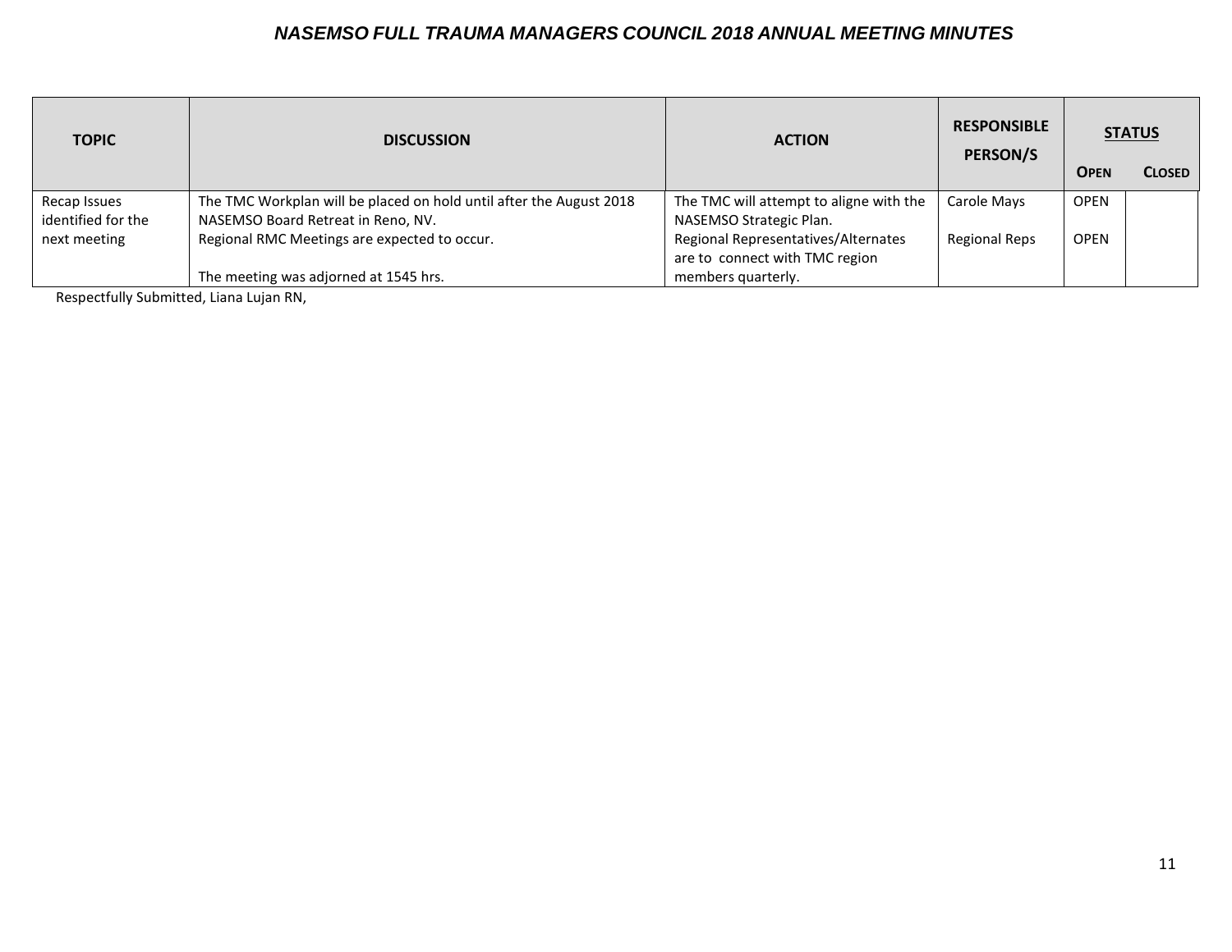| TOPIC | DISCUSSION | ACTION | RESPONSIBLE PERSON/S | STATUS | |
|---|---|---|---|---|---|
| | | | | OPEN | CLOSED |
| Recap Issues identified for the next meeting | The TMC Workplan will be placed on hold until after the August 2018 NASEMSO Board Retreat in Reno, NV. | The TMC will attempt to aligne with the NASEMSO Strategic Plan. | Carole Mays | OPEN | |
| | Regional RMC Meetings are expected to occur. | Regional Representatives/Alternates are to connect with TMC region members quarterly. | Regional Reps | OPEN | |
| | The meeting was adjorned at 1545 hrs. | | | | |

Respectfully Submitted, Liana Lujan RN,